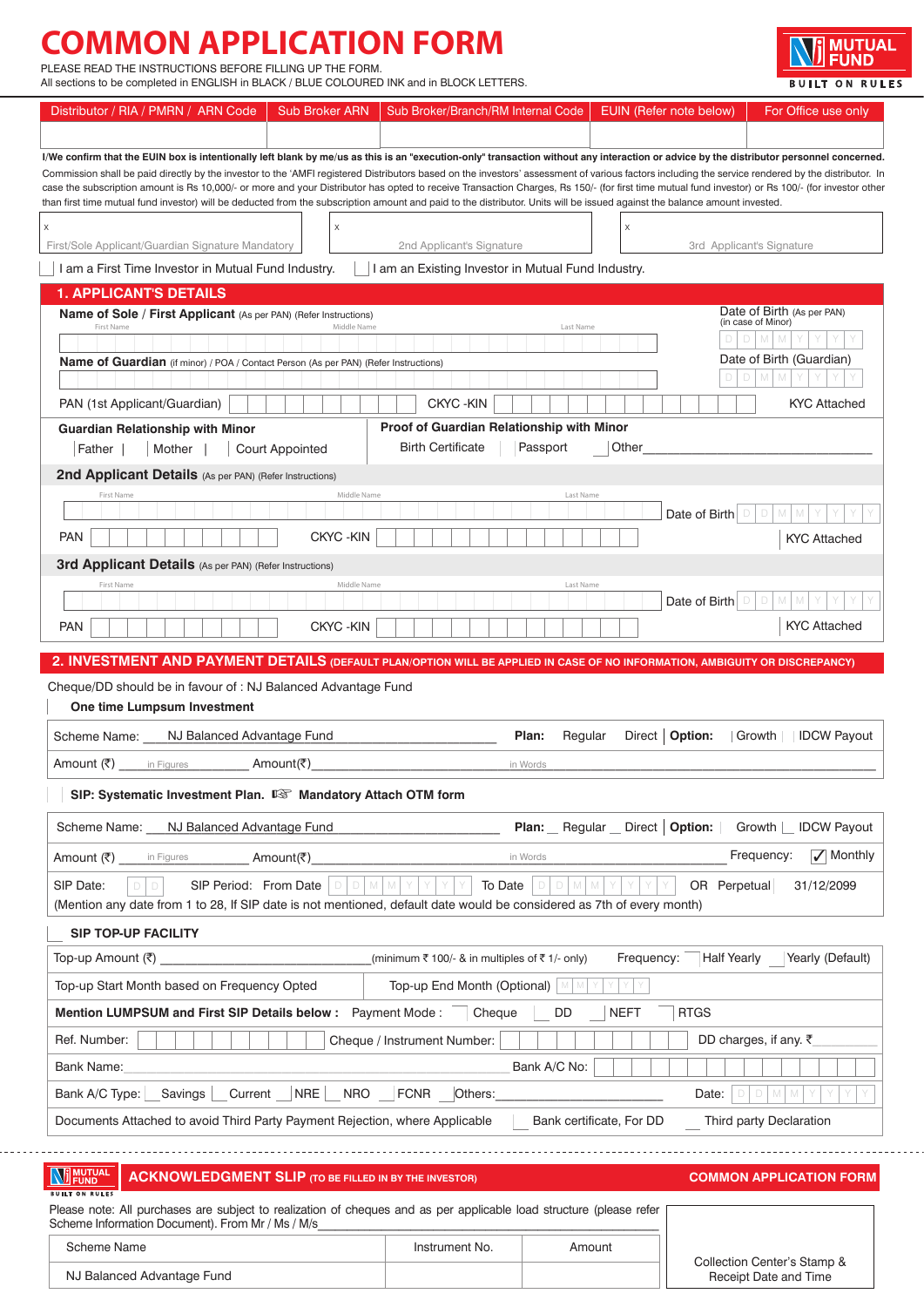# COMMON APPLICATION FORM

PLEASE READ THE INSTRUCTIONS BEFORE FILLING UP THE FORM.
All sections to be completed in ENGLISH in BLACK / BLUE COLOURED INK and in BLOCK LETTERS.

MUTUAL FUND — BUILT ON RULES

| Distributor / RIA / PMRN / ARN Code | Sub Broker ARN | Sub Broker/Branch/RM Internal Code | EUIN (Refer note below) | For Office use only |
|---|---|---|---|---|
| | | | | |

**I/We confirm that the EUIN box is intentionally left blank by me/us as this is an "execution-only" transaction without any interaction or advice by the distributor personnel concerned.**

Commission shall be paid directly by the investor to the 'AMFI registered Distributors based on the investors' assessment of various factors including the service rendered by the distributor. In case the subscription amount is Rs 10,000/- or more and your Distributor has opted to receive Transaction Charges, Rs 150/- (for first time mutual fund investor) or Rs 100/- (for investor other than first time mutual fund investor) will be deducted from the subscription amount and paid to the distributor. Units will be issued against the balance amount invested.

| x First/Sole Applicant/Guardian Signature Mandatory | x 2nd Applicant's Signature | x 3rd Applicant's Signature |
|---|---|---|

☐ I am a First Time Investor in Mutual Fund Industry. ☐ I am an Existing Investor in Mutual Fund Industry.

## 1. APPLICANT'S DETAILS

**Name of Sole / First Applicant** (As per PAN) (Refer Instructions)
First Name | Middle Name | Last Name

Date of Birth (As per PAN) (in case of Minor) D D M M Y Y Y Y

**Name of Guardian** (if minor) / POA / Contact Person (As per PAN) (Refer Instructions)

Date of Birth (Guardian) D D M M Y Y Y Y

PAN (1st Applicant/Guardian) | CKYC -KIN | KYC Attached

**Guardian Relationship with Minor**
Father | Mother | Court Appointed

**Proof of Guardian Relationship with Minor**
Birth Certificate | Passport | Other ____________

**2nd Applicant Details** (As per PAN) (Refer Instructions)
First Name | Middle Name | Last Name
Date of Birth D D M M Y Y Y Y
PAN | CKYC -KIN | KYC Attached

**3rd Applicant Details** (As per PAN) (Refer Instructions)
First Name | Middle Name | Last Name
Date of Birth D D M M Y Y Y Y
PAN | CKYC -KIN | KYC Attached

## 2. INVESTMENT AND PAYMENT DETAILS (DEFAULT PLAN/OPTION WILL BE APPLIED IN CASE OF NO INFORMATION, AMBIGUITY OR DISCREPANCY)

Cheque/DD should be in favour of : NJ Balanced Advantage Fund

**One time Lumpsum Investment**

Scheme Name: NJ Balanced Advantage Fund | **Plan:** Regular | Direct | **Option:** | Growth | IDCW Payout

Amount (₹) ________ in Figures | Amount(₹) ________ in Words

**SIP: Systematic Investment Plan.** ☞ **Mandatory Attach OTM form**

Scheme Name: NJ Balanced Advantage Fund | **Plan:** Regular | Direct | **Option:** Growth | IDCW Payout

Amount (₹) ________ in Figures | Amount(₹) ________ in Words | Frequency: ☑ Monthly

SIP Date: D D | SIP Period: From Date D D M M Y Y Y Y | To Date D D M M Y Y Y Y | OR Perpetual | 31/12/2099

(Mention any date from 1 to 28, If SIP date is not mentioned, default date would be considered as 7th of every month)

**SIP TOP-UP FACILITY**

Top-up Amount (₹) ________ (minimum ₹ 100/- & in multiples of ₹ 1/- only) | Frequency: Half Yearly | Yearly (Default)

Top-up Start Month based on Frequency Opted | Top-up End Month (Optional) M M Y Y Y Y

**Mention LUMPSUM and First SIP Details below :** Payment Mode : Cheque | DD | NEFT | RTGS

Ref. Number: | Cheque / Instrument Number: | DD charges, if any. ₹ ________

Bank Name: ________ | Bank A/C No:

Bank A/C Type: Savings | Current | NRE | NRO | FCNR | Others: ________ | Date: D D M M Y Y Y Y

Documents Attached to avoid Third Party Payment Rejection, where Applicable | Bank certificate, For DD | Third party Declaration

---

## ACKNOWLEDGMENT SLIP (TO BE FILLED IN BY THE INVESTOR) — COMMON APPLICATION FORM

Please note: All purchases are subject to realization of cheques and as per applicable load structure (please refer Scheme Information Document). From Mr / Ms / M/s ________

| Scheme Name | Instrument No. | Amount |
|---|---|---|
| NJ Balanced Advantage Fund | | |

Collection Center's Stamp & Receipt Date and Time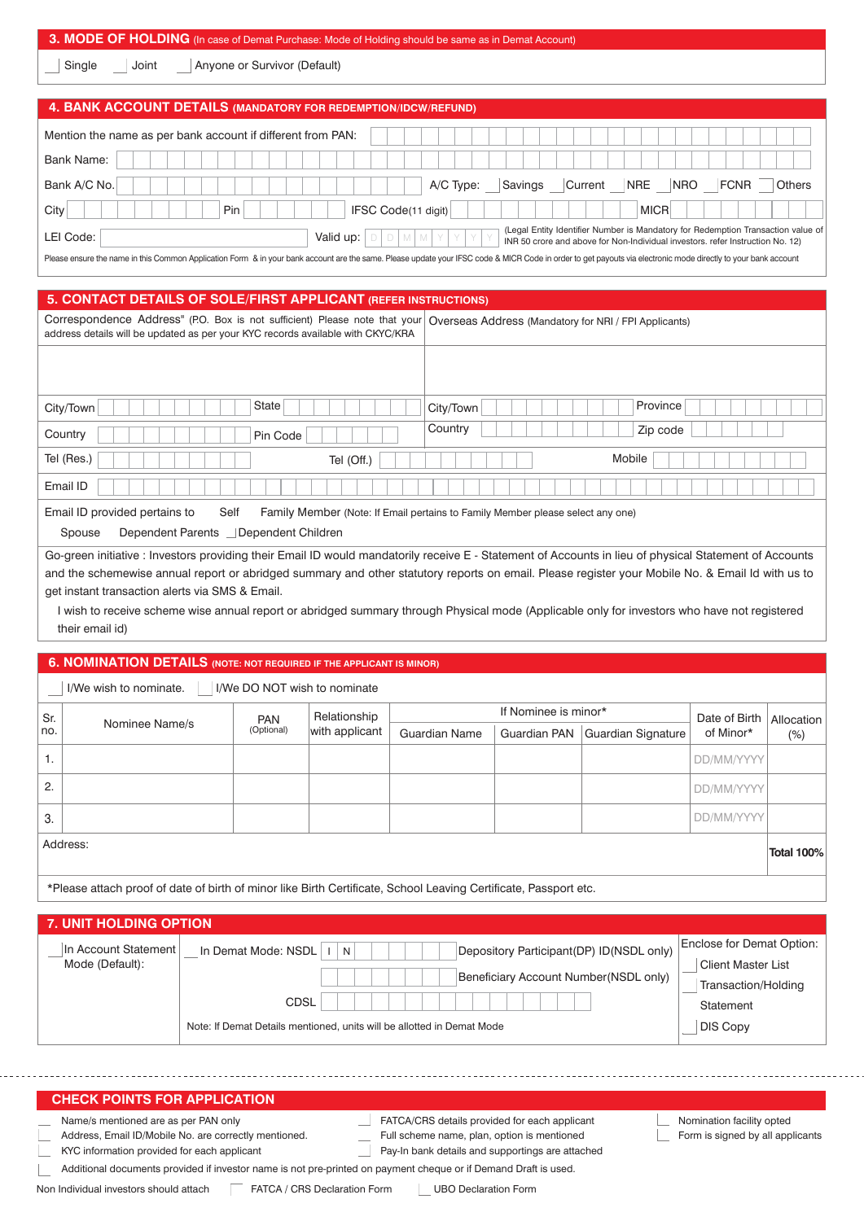## 3. MODE OF HOLDING (In case of Demat Purchase: Mode of Holding should be same as in Demat Account)

Single Joint Anyone or Survivor (Default)

## 4. BANK ACCOUNT DETAILS (MANDATORY FOR REDEMPTION/IDCW/REFUND)

Mention the name as per bank account if different from PAN:

Bank Name:

Bank A/C No. A/C Type: Savings Current NRE NRO FCNR Others

City Pin IFSC Code(11 digit) MICR

LEI Code: Valid up: D D M M Y Y Y Y (Legal Entity Identifier Number is Mandatory for Redemption Transaction value of INR 50 crore and above for Non-Individual investors. refer Instruction No. 12)

Please ensure the name in this Common Application Form & in your bank account are the same. Please update your IFSC code & MICR Code in order to get payouts via electronic mode directly to your bank account

## 5. CONTACT DETAILS OF SOLE/FIRST APPLICANT (REFER INSTRUCTIONS)

Correspondence Address" (P.O. Box is not sufficient) Please note that your address details will be updated as per your KYC records available with CKYC/KRA

Overseas Address (Mandatory for NRI / FPI Applicants)

City/Town State City/Town Province

Country Pin Code Country Zip code

Tel (Res.) Tel (Off.) Mobile

Email ID

Email ID provided pertains to Self Family Member (Note: If Email pertains to Family Member please select any one)

Spouse Dependent Parents Dependent Children

Go-green initiative : Investors providing their Email ID would mandatorily receive E - Statement of Accounts in lieu of physical Statement of Accounts and the schemewise annual report or abridged summary and other statutory reports on email. Please register your Mobile No. & Email Id with us to get instant transaction alerts via SMS & Email.

I wish to receive scheme wise annual report or abridged summary through Physical mode (Applicable only for investors who have not registered their email id)

## 6. NOMINATION DETAILS (NOTE: NOT REQUIRED IF THE APPLICANT IS MINOR)

I/We wish to nominate. I/We DO NOT wish to nominate

| Sr. no. | Nominee Name/s | PAN (Optional) | Relationship with applicant | If Nominee is minor* | | | Date of Birth of Minor* | Allocation (%) |
|---|---|---|---|---|---|---|---|---|
| | | | | Guardian Name | Guardian PAN | Guardian Signature | | |
| 1. | | | | | | | DD/MM/YYYY | |
| 2. | | | | | | | DD/MM/YYYY | |
| 3. | | | | | | | DD/MM/YYYY | |
| Address: | | | | | | | | Total 100% |

*Please attach proof of date of birth of minor like Birth Certificate, School Leaving Certificate, Passport etc.

## 7. UNIT HOLDING OPTION

In Account Statement Mode (Default):

In Demat Mode: NSDL I N Depository Participant(DP) ID(NSDL only)

Beneficiary Account Number(NSDL only)

CDSL

Note: If Demat Details mentioned, units will be allotted in Demat Mode

Enclose for Demat Option:
- Client Master List
- Transaction/Holding Statement
- DIS Copy

## CHECK POINTS FOR APPLICATION

- Name/s mentioned are as per PAN only
- Address, Email ID/Mobile No. are correctly mentioned.
- KYC information provided for each applicant
- FATCA/CRS details provided for each applicant
- Full scheme name, plan, option is mentioned
- Pay-In bank details and supportings are attached
- Nomination facility opted
- Form is signed by all applicants
- Additional documents provided if investor name is not pre-printed on payment cheque or if Demand Draft is used.

Non Individual investors should attach FATCA / CRS Declaration Form UBO Declaration Form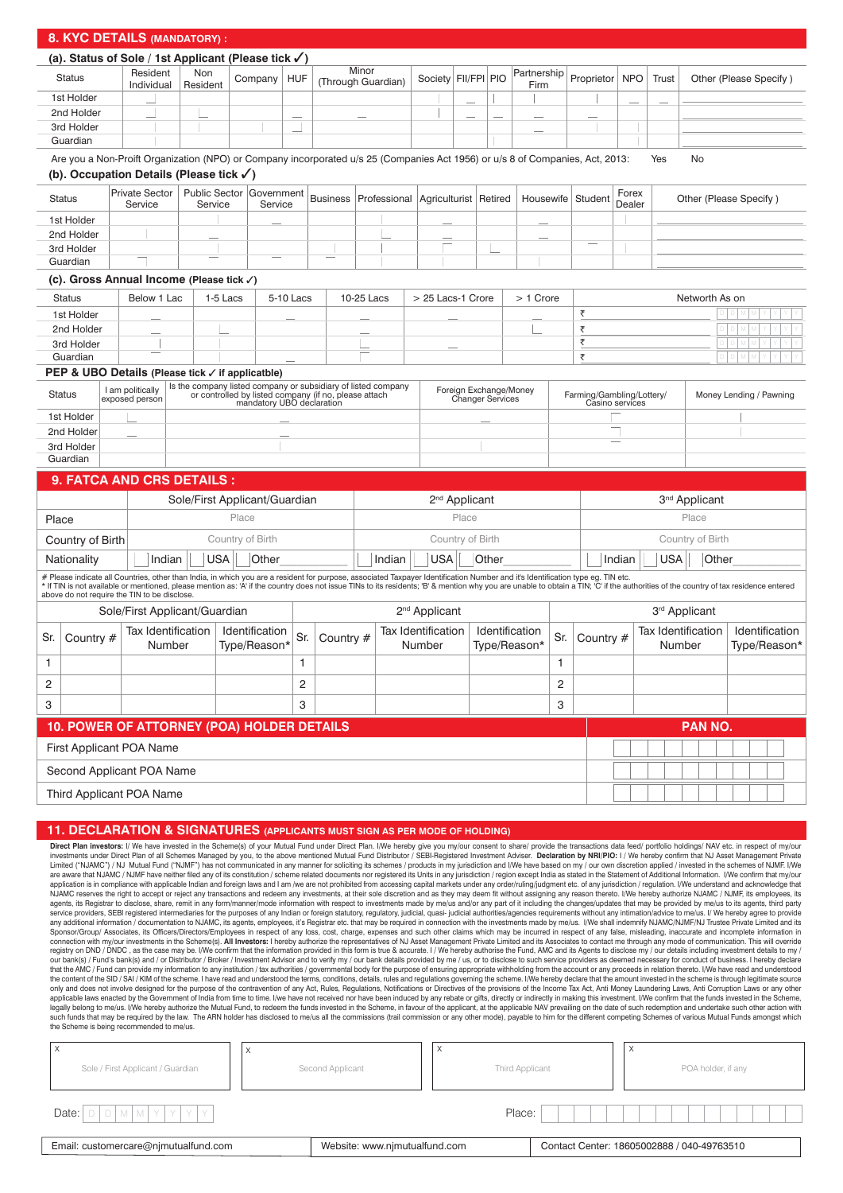## 8. KYC DETAILS (MANDATORY) :

### (a). Status of Sole / 1st Applicant (Please tick ✓)

| Status | Resident Individual | Non Resident | Company | HUF | Minor (Through Guardian) | Society | FII/FPI | PIO | Partnership Firm | Proprietor | NPO | Trust | Other (Please Specify ) |
|---|---|---|---|---|---|---|---|---|---|---|---|---|---|
| 1st Holder | | | | | | | | | | | | | |
| 2nd Holder | | | | | | | | | | | | | |
| 3rd Holder | | | | | | | | | | | | | |
| Guardian | | | | | | | | | | | | | |

Are you a Non-Proit Organization (NPO) or Company incorporated u/s 25 (Companies Act 1956) or u/s 8 of Companies, Act, 2013: Yes No

### (b). Occupation Details (Please tick ✓)

| Status | Private Sector Service | Public Sector Service | Government Service | Business | Professional | Agriculturist | Retired | Housewife | Student | Forex Dealer | Other (Please Specify ) |
|---|---|---|---|---|---|---|---|---|---|---|---|
| 1st Holder | | | | | | | | | | | |
| 2nd Holder | | | | | | | | | | | |
| 3rd Holder | | | | | | | | | | | |
| Guardian | | | | | | | | | | | |

### (c). Gross Annual Income (Please tick ✓)

| Status | Below 1 Lac | 1-5 Lacs | 5-10 Lacs | 10-25 Lacs | > 25 Lacs-1 Crore | > 1 Crore | Networth As on |
|---|---|---|---|---|---|---|---|
| 1st Holder | | | | | | | ₹ D D M M Y Y Y Y |
| 2nd Holder | | | | | | | ₹ D D M M Y Y Y Y |
| 3rd Holder | | | | | | | ₹ D D M M Y Y Y Y |
| Guardian | | | | | | | ₹ D D M M Y Y Y Y |

### PEP & UBO Details (Please tick ✓ if applicable)

| Status | I am politically exposed person | Is the company listed company or subsidiary of listed company or controlled by listed company (if no, please attach mandatory UBO declaration | Foreign Exchange/Money Changer Services | Farming/Gambling/Lottery/ Casino services | Money Lending / Pawning |
|---|---|---|---|---|---|
| 1st Holder | | | | | |
| 2nd Holder | | | | | |
| 3rd Holder | | | | | |
| Guardian | | | | | |

## 9. FATCA AND CRS DETAILS :

| | Sole/First Applicant/Guardian | 2nd Applicant | 3rd Applicant |
|---|---|---|---|
| Place | Place | Place | Place |
| Country of Birth | Country of Birth | Country of Birth | Country of Birth |
| Nationality | Indian / USA / Other____ | Indian / USA / Other____ | Indian / USA / Other____ |

\# Please indicate all Countries, other than India, in which you are a resident for purpose, associated Taxpayer Identification Number and it's Identification type eg. TIN etc.
\* If TIN is not available or mentioned, please mention as: 'A' if the country does not issue TINs to its residents; 'B' & mention why you are unable to obtain a TIN; 'C' if the authorities of the country of tax residence entered above do not require the TIN to be disclose.

| Sole/First Applicant/Guardian | | | | 2nd Applicant | | | | 3rd Applicant | | | |
|---|---|---|---|---|---|---|---|---|---|---|---|
| Sr. | Country # | Tax Identification Number | Identification Type/Reason* | Sr. | Country # | Tax Identification Number | Identification Type/Reason* | Sr. | Country # | Tax Identification Number | Identification Type/Reason* |
| 1 | | | | 1 | | | | 1 | | | |
| 2 | | | | 2 | | | | 2 | | | |
| 3 | | | | 3 | | | | 3 | | | |

## 10. POWER OF ATTORNEY (POA) HOLDER DETAILS

| | PAN NO. |
|---|---|
| First Applicant POA Name | |
| Second Applicant POA Name | |
| Third Applicant POA Name | |

## 11. DECLARATION & SIGNATURES (APPLICANTS MUST SIGN AS PER MODE OF HOLDING)

**Direct Plan investors:** I/ We have invested in the Scheme(s) of your Mutual Fund under Direct Plan. I/We hereby give you my/our consent to share/ provide the transactions data feed/ portfolio holdings/ NAV etc. in respect of my/our investments under Direct Plan of all Schemes Managed by you, to the above mentioned Mutual Fund Distributor / SEBI-Registered Investment Adviser. **Declaration by NRI/PIO:** I / We hereby confirm that NJ Asset Management Private Limited ("NJAMC") / NJ Mutual Fund ("NJMF") has not communicated in any manner for soliciting its schemes / products in my jurisdiction and I/We have based on my / our own discretion applied / invested in the schemes of NJMF. I/We are aware that NJAMC / NJMF have neither filed any of its constitution / scheme related documents nor registered its Units in any jurisdiction / region except India as stated in the Statement of Additional Information. I/We confirm that my/our application is in compliance with applicable Indian and foreign laws and I am /we are not prohibited from accessing capital markets under any order/ruling/judgment etc. of any jurisdiction / regulation. I/We understand and acknowledge that NJAMC reserves the right to accept or reject any transactions and redeem any investments, at their sole discretion and as they may deem fit without assigning any reason thereto. I/We hereby authorize NJAMC / NJMF, its employees, its agents, its Registrar to disclose, share, remit in any form/manner/mode information with respect to investments made by me/us and/or any part of it including the changes/updates that may be provided by me/us to its agents, third party service providers, SEBI registered intermediaries for the purposes of any Indian or foreign statutory, regulatory, judicial, quasi- judicial authorities/agencies requirements without any intimation/advice to me/us. I/ We hereby agree to provide any additional information / documentation to NJAMC, its agents, employees, it's Registrar etc. that may be required in connection with the investments made by me/us. I/We shall indemnify NJAMC/NJMF/NJ Trustee Private Limited and its Sponsor/Group/ Associates, its Officers/Directors/Employees in respect of any loss, cost, charge, expenses and such other claims which may be incurred in respect of any false, misleading, inaccurate and incomplete information in connection with my/our investments in the Scheme(s). **All Investors:** I hereby authorize the representatives of NJ Asset Management Private Limited and its Associates to contact me through any mode of communication. This will override registry on DND / DNDC , as the case may be. I/We confirm that the information provided in this form is true & accurate. I / We hereby authorise the Fund, AMC and its Agents to disclose my / our details including investment details to my / our bank(s) / Fund's bank(s) and / or Distributor / Broker / Investment Advisor and to verify my / our bank details provided by me / us, or to disclose to such service providers as deemed necessary for conduct of business. I hereby declare that the AMC / Fund can provide my information to any institution / tax authorities / governmental body for the purpose of ensuring appropriate withholding from the account or any proceeds in relation thereto. I/We have read and understood the content of the SID / SAI / KIM of the scheme. I have read and understood the terms, conditions, details, rules and regulations governing the scheme. I/We hereby declare that the amount invested in the scheme is through legitimate source only and does not involve designed for the purpose of the contravention of any Act, Rules, Regulations, Notifications or Directives of the provisions of the Income Tax Act, Anti Money Laundering Laws, Anti Corruption Laws or any other applicable laws enacted by the Government of India from time to time. I/we have not received nor have been induced by any rebate or gifts, directly or indirectly in making this investment. I/We confirm that the funds invested in the Scheme, legally belong to me/us. I/We hereby authorize the Mutual Fund, to redeem the funds invested in the Scheme, in favour of the applicant, at the applicable NAV prevailing on the date of such redemption and undertake such other action with such funds that may be required by the law. The ARN holder has disclosed to me/us all the commissions (trail commission or any other mode), payable to him for the different competing Schemes of various Mutual Funds amongst which the Scheme is being recommended to me/us.

| X Sole / First Applicant / Guardian | X Second Applicant | X Third Applicant | X POA holder, if any |
|---|---|---|---|

Date: D D M M Y Y Y Y　　　　Place:

| Email: customercare@njmutualfund.com | Website: www.njmutualfund.com | Contact Center: 18605002888 / 040-49763510 |
|---|---|---|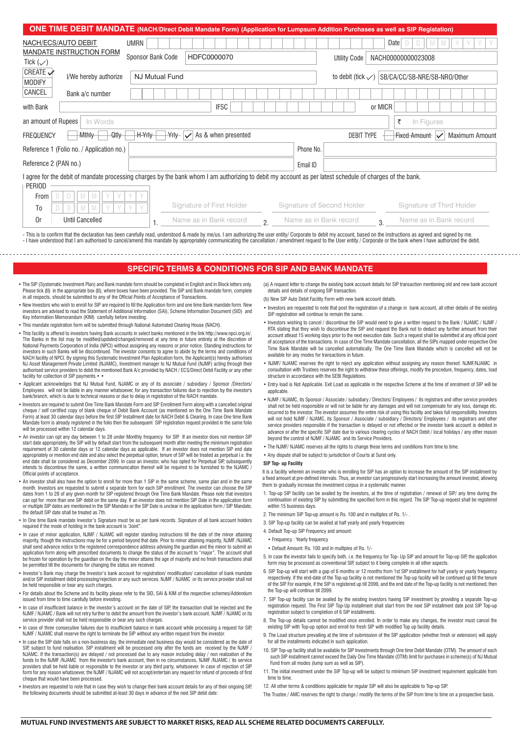## ONE TIME DEBIT MANDATE (NACH/Direct Debit Mandate Form) (Application for Lumpsum Addition Purchases as well as SIP Registation)

| NACH/ECS/AUTO DEBIT MANDATE INSTRUCTION FORM | UMRN | | Date D D M M Y Y Y Y |
|---|---|---|---|
| Tick (✓) | Sponsor Bank Code | HDFC0000070 | Utility Code: NACH00000000023008 |
| CREATE ✓ / MODIFY / CANCEL | I/We hereby authorize | NJ Mutual Fund | to debit (tick ✓) SB/CA/CC/SB-NRE/SB-NRO/Other |
| | Bank a/c number | | |
| with Bank | | IFSC | or MICR |
| an amount of Rupees | In Words | | ₹ In Figures |
| FREQUENCY | ~~Mthly~~ ~~Qtly~~ ~~H-Yrly~~ ~~Yrly~~ ✓ As & when presented | DEBIT TYPE | ~~Fixed Amount~~ ✓ Maximum Amount |
| Reference 1 (Folio no. / Application no.) | | Phone No. | |
| Reference 2 (PAN no.) | | Email ID | |

I agree for the debit of mandate processing charges by the bank whom I am authorizing to debit my account as per latest schedule of charges of the bank.

| PERIOD | | | |
|---|---|---|---|
| From D D M M Y Y Y Y | Signature of First Holder | Signature of Second Holder | Signature of Third Holder |
| To D D M M Y Y Y Y | | | |
| Or Until Cancelled | 1. Name as in Bank record | 2. Name as in Bank record | 3. Name as in Bank record |

- This is to confirm that the declaration has been carefully read, understood & made by me/us. I am authorizing the user entity/ Corporate to debit my account, based on the instructions as agreed and signed by me.
- I have understood that I am authorised to cancel/amend this mandate by appropriately communicating the cancellation / amendment request to the User entity / Corporate or the bank where I have authorized the debit.

## SPECIFIC TERMS & CONDITIONS FOR SIP AND BANK MANDATE

- The SIP (Systematic Investment Plan) and Bank mandate form should be completed in English and in Block letters only. Please tick (☒) in the appropriate box (☒), where boxes have been provided. The SIP and Bank mandate form, complete in all respects, should be submitted to any of the Official Points of Acceptance of Transactions.
- New Investors who wish to enroll for SIP are required to fill the Application form and one time Bank mandate form. New investors are advised to read the Statement of Additional Information (SAI), Scheme Information Document (SID) and Key Information Memorandum (KIM) carefully before investing.
- This mandate registration form will be submitted through National Automated Clearing House (NACH).
- This facility is offered to investors having Bank accounts in select banks mentioned in the link http://www.npci.org.in/. The Banks in the list may be modified/updated/changed/removed at any time in future entirely at the discretion of National Payments Corporation of India (NPCI) without assigning any reasons or prior notice. Standing instructions for investors in such Banks will be discontinued. The investor consents to agree to abide by the terms and conditions of NACH facility of NPCI. By signing this Systematic Investment Plan Application form, the Applicant(s) hereby authorises NJ Asset Management Private Limited (NJAMC), Investment manager to NJ Mutual Fund (NJMF) acting through their authorised service providers to debit the mentioned Bank A/c provided by NACH / ECS/Direct Debit Facility or any other facility for collection of SIP payments.• •
- Applicant acknowledges that NJ Mutual Fund, NJAMC or any of its associate / subsidiary / Sponsor /Directors/ Employees will not be liable in any manner whatsoever, for any transaction failures due to rejection by the investor's bank/branch, which is due to technical reasons or due to delay in registration of the NACH mandate.
- Investors are required to submit One Time Bank Mandate Form and SIP Enrollment Form along with a cancelled original cheque / self certified copy of blank cheque of Debit Bank Account (as mentioned on the One Time Bank Mandate Form) at least 30 calendar days before the first SIP Installment date for NACH Debit & Clearing. In case One time Bank Mandate form is already registered in the folio then the subsequent SIP registration request provided in the same folio will be processed within 12 calendar days.
- An investor can opt any day between 1 to 28 under Monthly frequency for SIP. If an investor does not mention SIP start date appropriately, the SIP will by default start from the subsequent month after meeting the minimum registration requirement of 30 calendar days or 12 calendar days as applicable. If an investor does not mention SIP end date appropriately or mention end date and also select the perpetual option, tenure of SIP will be treated as perpetual i.e. the end date shall be considered as December 2099. In case an investor, who has opted for Perpetual SIP, subsequently intends to discontinue the same, a written communication thereof will be required to be furnished to the NJAMC / Official points of acceptance.
- An investor shall also have the option to enroll for more than 1 SIP in the same scheme, same plan and in the same month. Investors are requested to submit a separate form for each SIP enrollment. The investor can choose the SIP dates from 1 to 28 of any given month for SIP registered through One Time Bank Mandate. Please note that investors can opt for more than one SIP debit on the same day. If an investor does not mention SIP Date in the application form or multiple SIP dates are mentioned in the SIP Mandate or the SIP Date is unclear in the application form / SIP Mandate, the default SIP date shall be treated as 7th.
- In One time Bank mandate Investor's Signature must be as per bank records. Signature of all bank account holders required if the mode of holding in the bank account is "Joint".
- In case of minor application, NJMF / NJAMC will register standing instructions till the date of the minor attaining majority, though the instructions may be for a period beyond that date. Prior to minor attaining majority, NJMF /NJAMC shall send advance notice to the registered correspondence address advising the guardian and the minor to submit an application form along with prescribed documents to change the status of the account to "major". The account shall be frozen for operation by the guardian on the day the minor attains the age of majority and no fresh transactions shall be processed till the documents for changing the status are received.
- Investor's Bank may charge the Investor's bank account for registration/ modification/ cancellation of bank mandate and/or SIP installment debit processing/rejection or any such services. NJMF / NJAMC or its service provider shall not be held responsible or bear any such charges.
- For details about the Scheme and its facility please refer to the SID, SAI & KIM of the respective schemes/Addendum issued from time to time carefully before investing.
- In case of insufficient balance in the investor's account on the date of SIP, the transaction shall be rejected and the NJMF / NJAMC / Bank will not retry further to debit the amount from the investor's bank account. NJMF / NJAMC or its service provider shall not be held responsible or bear any such charges.
- In case of three consecutive failures due to insufficient balance in bank account while processing a request for SIP, NJMF / NJAMC shall reserve the right to terminate the SIP without any written request from the investor.
- In case the SIP date falls on a non-business day, the immediate next business day would be considered as the date of SIP, subject to fund realisation. SIP installment will be processed only after the funds are received by the NJMF / NJAMC. If the transaction(s) are delayed / not processed due to any reason including delay / non realization of the funds to the NJMF /NJAMC from the investor's bank account, then in no circumstances, NJMF /NJAMC / its service providers shall be held liable or responsible to the investor or any third party, whatsoever. In case of rejection of SIP form for any reason whatsoever, the NJMF / NJAMC will not accept/entertain any request for refund of proceeds of first cheque that would have been processed.
- Investors are requested to note that in case they wish to change their bank account details for any of their ongoing SIP, the following documents should be submitted at-least 30 days in advance of the next SIP debit date:

(a) A request letter to change the existing bank account details for SIP transaction mentioning old and new bank account details of ongoing SIP transaction.

(b) New SIP Auto Debit Facility Form with new bank account details.

- Investors are requested to note that post the registration of a change in bank account, all other details of the existing SIP registration will continue to remain the same.
- Investors wishing to cancel / discontinue the SIP would need to give a written request to the Bank / NJAMC / NJMF / RTA stating that they wish to discontinue the SIP and request the Bank not to deduct any further amount from their account atleast 15 working days prior to the next execution date. Such a request shall be submitted at any official point of acceptance of the transactions. In case of One Time Bank Mandate cancellation, all the SIPs mapped under respective One Time Bank Mandate will be cancelled automatically. The One Time Bank Mandate which is cancelled will not be available for any modes for transactions in future.
- NJMF/ NJAMC reserves the right to reject any application without assigning any reason thereof. NJMF/NJAMC in consultation with Trustees reserves the right to withdraw these offerings, modify the procedure, frequency, dates, load structure in accordance with the SEBI Regulations.
- Entry load is Not Applicable. Exit Load as applicable in the respective Scheme at the time of enrolment of SIP will be applicable.
- NJMF / NJAMC, its Sponsor / Associate / subsidiary / Directors/ Employees / its registrars and other service providers shall not be held responsible or will not be liable for any damages and will not compensate for any loss, damage etc. incurred to the investor. The investor assumes the entire risk of using this facility and takes full responsibility. Investors will not hold NJMF / NJAMC, its Sponsor / Associate / subsidiary / Directors/ Employees / its registrars and other service providers responsible if the transaction is delayed or not effected or the investor bank account is debited in advance or after the specific SIP date due to various clearing cycles of NACH Debit / local holidays / any other reason beyond the control of NJMF / NJAMC and its Service Providers.
- The NJMF/ NJAMC reserves all the rights to change these terms and conditions from time to time.
- Any dispute shall be subject to jurisdiction of Courts at Surat only.

**SIP Top- up Facility**

It is a facility wherein an investor who is enrolling for SIP has an option to increase the amount of the SIP installment by a fixed amount at pre-defined intervals. Thus, an investor can progressively start increasing the amount invested, allowing them to gradually increase the investment corpus in a systematic manner.

1. Top-up SIP facility can be availed by the investors, at the time of registration / renewal of SIP/ any time during the continuation of existing SIP by submitting the specified form in this regard. The SIP Top-up request shall be registered within 15 business days.
2. The minimum SIP Top-up amount is Rs. 100 and in multiples of Rs. 1/- .
3. SIP Top-up facility can be availed at half yearly and yearly frequencies
4. Default Top-up SIP Frequency and amount:
   - Frequency : Yearly frequency
   - Default Amount: Rs. 100 and in multiples of Rs. 1/-
5. In case the investor fails to specify both, i.e. the frequency for Top- Up SIP and amount for Top-up SIP, the application form may be processed as conventional SIP, subject to it being complete in all other aspects.
6. SIP Top-up will start with a gap of 6 months or 12 months from 1st SIP installment for half yearly or yearly frequency respectively. If the end-date of the Top-up facility is not mentioned the Top-up facility will be continued up till the tenure of the SIP. For example, if the SIP is registered up till 2099, and the end date of the Top-up facility is not mentioned; then the Top-up will continue till 2099.
7. SIP Top-up facility can be availed by the existing investors having SIP investment by providing a separate Top-up registration request. The First SIP Top-Up installment shall start from the next SIP installment date post SIP Top-up registration subject to completion of 6 SIP installments.
8. The Top-up details cannot be modified once enrolled. In order to make any changes, the investor must cancel the existing SIP with Top-up option and enroll for fresh SIP with modified Top up facility details.
9. The Load structure prevailing at the time of submission of the SIP application (whether fresh or extension) will apply for all the installments indicated in such application.
10. SIP Top-up facility shall be available for SIP Investments through One time Debit Mandate (OTM). The amount of each such SIP installment cannot exceed the Daily One Time Mandate (OTM) limit for purchases in scheme(s) of NJ Mutual Fund from all modes (lump sum as well as SIP).
11. The initial investment under the SIP Top-up will be subject to minimum SIP investment requirement applicable from time to time.
12. All other terms & conditions applicable for regular SIP will also be applicable to Top-up SIP.

The Trustee / AMC reserves the right to change / modify the terms of the SIP from time to time on a prospective basis.

**MUTUAL FUND INVESTMENTS ARE SUBJECT TO MARKET RISKS, READ ALL SCHEME RELATED DOCUMENTS CAREFULLY.**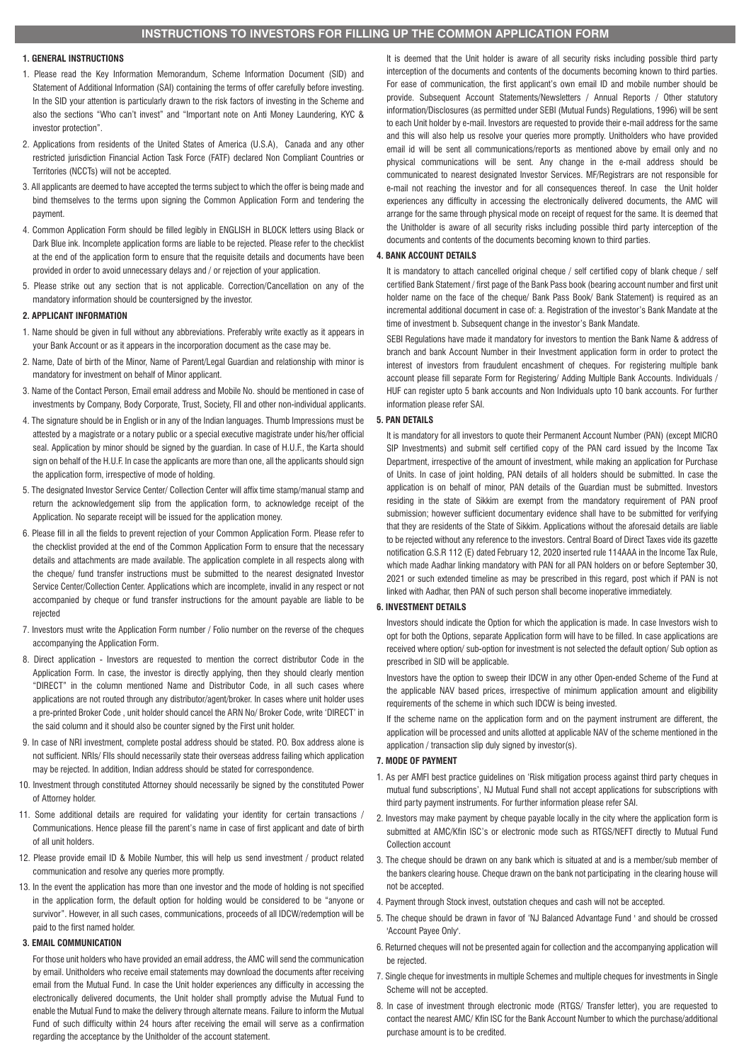# INSTRUCTIONS TO INVESTORS FOR FILLING UP THE COMMON APPLICATION FORM

## 1. GENERAL INSTRUCTIONS

1. Please read the Key Information Memorandum, Scheme Information Document (SID) and Statement of Additional Information (SAI) containing the terms of offer carefully before investing. In the SID your attention is particularly drawn to the risk factors of investing in the Scheme and also the sections "Who can't invest" and "Important note on Anti Money Laundering, KYC & investor protection".
2. Applications from residents of the United States of America (U.S.A), Canada and any other restricted jurisdiction Financial Action Task Force (FATF) declared Non Compliant Countries or Territories (NCCTs) will not be accepted.
3. All applicants are deemed to have accepted the terms subject to which the offer is being made and bind themselves to the terms upon signing the Common Application Form and tendering the payment.
4. Common Application Form should be filled legibly in ENGLISH in BLOCK letters using Black or Dark Blue ink. Incomplete application forms are liable to be rejected. Please refer to the checklist at the end of the application form to ensure that the requisite details and documents have been provided in order to avoid unnecessary delays and / or rejection of your application.
5. Please strike out any section that is not applicable. Correction/Cancellation on any of the mandatory information should be countersigned by the investor.

## 2. APPLICANT INFORMATION

1. Name should be given in full without any abbreviations. Preferably write exactly as it appears in your Bank Account or as it appears in the incorporation document as the case may be.
2. Name, Date of birth of the Minor, Name of Parent/Legal Guardian and relationship with minor is mandatory for investment on behalf of Minor applicant.
3. Name of the Contact Person, Email email address and Mobile No. should be mentioned in case of investments by Company, Body Corporate, Trust, Society, FII and other non-individual applicants.
4. The signature should be in English or in any of the Indian languages. Thumb Impressions must be attested by a magistrate or a notary public or a special executive magistrate under his/her official seal. Application by minor should be signed by the guardian. In case of H.U.F., the Karta should sign on behalf of the H.U.F. In case the applicants are more than one, all the applicants should sign the application form, irrespective of mode of holding.
5. The designated Investor Service Center/ Collection Center will affix time stamp/manual stamp and return the acknowledgement slip from the application form, to acknowledge receipt of the Application. No separate receipt will be issued for the application money.
6. Please fill in all the fields to prevent rejection of your Common Application Form. Please refer to the checklist provided at the end of the Common Application Form to ensure that the necessary details and attachments are made available. The application complete in all respects along with the cheque/ fund transfer instructions must be submitted to the nearest designated Investor Service Center/Collection Center. Applications which are incomplete, invalid in any respect or not accompanied by cheque or fund transfer instructions for the amount payable are liable to be rejected
7. Investors must write the Application Form number / Folio number on the reverse of the cheques accompanying the Application Form.
8. Direct application - Investors are requested to mention the correct distributor Code in the Application Form. In case, the investor is directly applying, then they should clearly mention "DIRECT" in the column mentioned Name and Distributor Code, in all such cases where applications are not routed through any distributor/agent/broker. In cases where unit holder uses a pre-printed Broker Code , unit holder should cancel the ARN No/ Broker Code, write 'DIRECT' in the said column and it should also be counter signed by the First unit holder.
9. In case of NRI investment, complete postal address should be stated. P.O. Box address alone is not sufficient. NRIs/ FIIs should necessarily state their overseas address failing which application may be rejected. In addition, Indian address should be stated for correspondence.
10. Investment through constituted Attorney should necessarily be signed by the constituted Power of Attorney holder.
11. Some additional details are required for validating your identity for certain transactions / Communications. Hence please fill the parent's name in case of first applicant and date of birth of all unit holders.
12. Please provide email ID & Mobile Number, this will help us send investment / product related communication and resolve any queries more promptly.
13. In the event the application has more than one investor and the mode of holding is not specified in the application form, the default option for holding would be considered to be "anyone or survivor". However, in all such cases, communications, proceeds of all IDCW/redemption will be paid to the first named holder.

## 3. EMAIL COMMUNICATION

For those unit holders who have provided an email address, the AMC will send the communication by email. Unitholders who receive email statements may download the documents after receiving email from the Mutual Fund. In case the Unit holder experiences any difficulty in accessing the electronically delivered documents, the Unit holder shall promptly advise the Mutual Fund to enable the Mutual Fund to make the delivery through alternate means. Failure to inform the Mutual Fund of such difficulty within 24 hours after receiving the email will serve as a confirmation regarding the acceptance by the Unitholder of the account statement.

It is deemed that the Unit holder is aware of all security risks including possible third party interception of the documents and contents of the documents becoming known to third parties. For ease of communication, the first applicant's own email ID and mobile number should be provide. Subsequent Account Statements/Newsletters / Annual Reports / Other statutory information/Disclosures (as permitted under SEBI (Mutual Funds) Regulations, 1996) will be sent to each Unit holder by e-mail. Investors are requested to provide their e-mail address for the same and this will also help us resolve your queries more promptly. Unitholders who have provided email id will be sent all communications/reports as mentioned above by email only and no physical communications will be sent. Any change in the e-mail address should be communicated to nearest designated Investor Services. MF/Registrars are not responsible for e-mail not reaching the investor and for all consequences thereof. In case the Unit holder experiences any difficulty in accessing the electronically delivered documents, the AMC will arrange for the same through physical mode on receipt of request for the same. It is deemed that the Unitholder is aware of all security risks including possible third party interception of the documents and contents of the documents becoming known to third parties.

## 4. BANK ACCOUNT DETAILS

It is mandatory to attach cancelled original cheque / self certified copy of blank cheque / self certified Bank Statement / first page of the Bank Pass book (bearing account number and first unit holder name on the face of the cheque/ Bank Pass Book/ Bank Statement) is required as an incremental additional document in case of: a. Registration of the investor's Bank Mandate at the time of investment b. Subsequent change in the investor's Bank Mandate.

SEBI Regulations have made it mandatory for investors to mention the Bank Name & address of branch and bank Account Number in their Investment application form in order to protect the interest of investors from fraudulent encashment of cheques. For registering multiple bank account please fill separate Form for Registering/ Adding Multiple Bank Accounts. Individuals / HUF can register upto 5 bank accounts and Non Individuals upto 10 bank accounts. For further information please refer SAI.

## 5. PAN DETAILS

It is mandatory for all investors to quote their Permanent Account Number (PAN) (except MICRO SIP Investments) and submit self certified copy of the PAN card issued by the Income Tax Department, irrespective of the amount of investment, while making an application for Purchase of Units. In case of joint holding, PAN details of all holders should be submitted. In case the application is on behalf of minor, PAN details of the Guardian must be submitted. Investors residing in the state of Sikkim are exempt from the mandatory requirement of PAN proof submission; however sufficient documentary evidence shall have to be submitted for verifying that they are residents of the State of Sikkim. Applications without the aforesaid details are liable to be rejected without any reference to the investors. Central Board of Direct Taxes vide its gazette notification G.S.R 112 (E) dated February 12, 2020 inserted rule 114AAA in the Income Tax Rule, which made Aadhar linking mandatory with PAN for all PAN holders on or before September 30, 2021 or such extended timeline as may be prescribed in this regard, post which if PAN is not linked with Aadhar, then PAN of such person shall become inoperative immediately.

## 6. INVESTMENT DETAILS

Investors should indicate the Option for which the application is made. In case Investors wish to opt for both the Options, separate Application form will have to be filled. In case applications are received where option/ sub-option for investment is not selected the default option/ Sub option as prescribed in SID will be applicable.

Investors have the option to sweep their IDCW in any other Open-ended Scheme of the Fund at the applicable NAV based prices, irrespective of minimum application amount and eligibility requirements of the scheme in which such IDCW is being invested.

If the scheme name on the application form and on the payment instrument are different, the application will be processed and units allotted at applicable NAV of the scheme mentioned in the application / transaction slip duly signed by investor(s).

## 7. MODE OF PAYMENT

1. As per AMFI best practice guidelines on 'Risk mitigation process against third party cheques in mutual fund subscriptions', NJ Mutual Fund shall not accept applications for subscriptions with third party payment instruments. For further information please refer SAI.
2. Investors may make payment by cheque payable locally in the city where the application form is submitted at AMC/Kfin ISC's or electronic mode such as RTGS/NEFT directly to Mutual Fund Collection account
3. The cheque should be drawn on any bank which is situated at and is a member/sub member of the bankers clearing house. Cheque drawn on the bank not participating in the clearing house will not be accepted.
4. Payment through Stock invest, outstation cheques and cash will not be accepted.
5. The cheque should be drawn in favor of 'NJ Balanced Advantage Fund ' and should be crossed 'Account Payee Only'.
6. Returned cheques will not be presented again for collection and the accompanying application will be rejected.
7. Single cheque for investments in multiple Schemes and multiple cheques for investments in Single Scheme will not be accepted.
8. In case of investment through electronic mode (RTGS/ Transfer letter), you are requested to contact the nearest AMC/ Kfin ISC for the Bank Account Number to which the purchase/additional purchase amount is to be credited.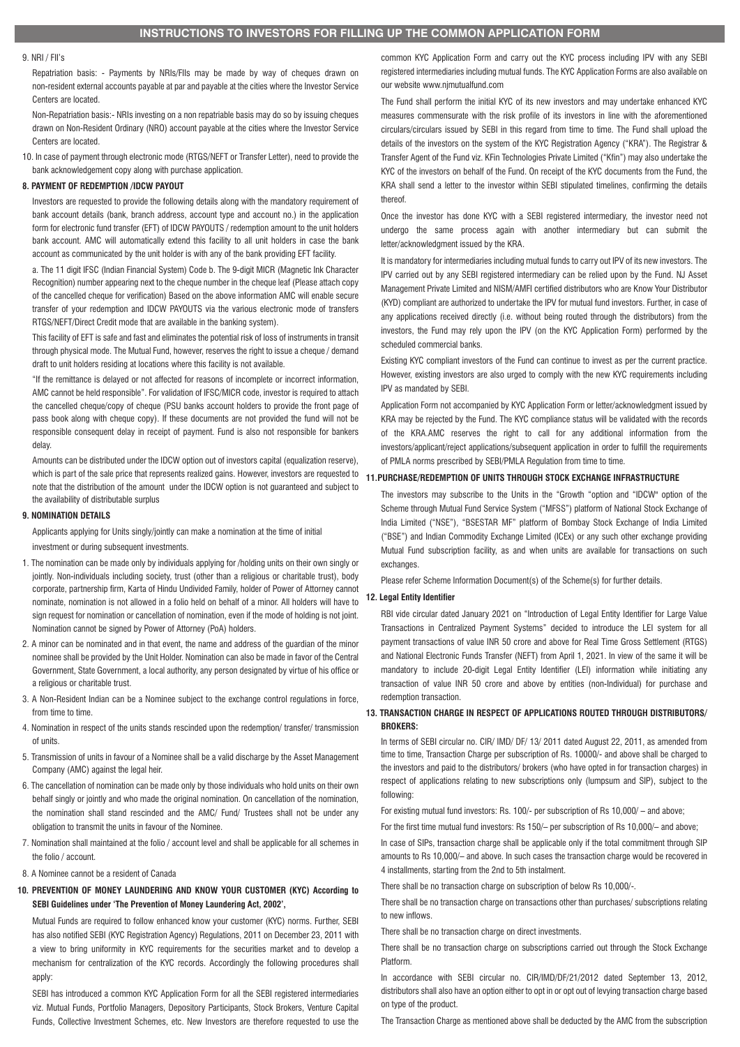## INSTRUCTIONS TO INVESTORS FOR FILLING UP THE COMMON APPLICATION FORM

9. NRI / FII's

Repatriation basis: - Payments by NRIs/FIIs may be made by way of cheques drawn on non-resident external accounts payable at par and payable at the cities where the Investor Service Centers are located.

Non-Repatriation basis:- NRIs investing on a non repatriable basis may do so by issuing cheques drawn on Non-Resident Ordinary (NRO) account payable at the cities where the Investor Service Centers are located.

10. In case of payment through electronic mode (RTGS/NEFT or Transfer Letter), need to provide the bank acknowledgement copy along with purchase application.

### 8. PAYMENT OF REDEMPTION /IDCW PAYOUT

Investors are requested to provide the following details along with the mandatory requirement of bank account details (bank, branch address, account type and account no.) in the application form for electronic fund transfer (EFT) of IDCW PAYOUTS / redemption amount to the unit holders bank account. AMC will automatically extend this facility to all unit holders in case the bank account as communicated by the unit holder is with any of the bank providing EFT facility.

a. The 11 digit IFSC (Indian Financial System) Code b. The 9-digit MICR (Magnetic Ink Character Recognition) number appearing next to the cheque number in the cheque leaf (Please attach copy of the cancelled cheque for verification) Based on the above information AMC will enable secure transfer of your redemption and IDCW PAYOUTS via the various electronic mode of transfers RTGS/NEFT/Direct Credit mode that are available in the banking system).

This facility of EFT is safe and fast and eliminates the potential risk of loss of instruments in transit through physical mode. The Mutual Fund, however, reserves the right to issue a cheque / demand draft to unit holders residing at locations where this facility is not available.

"If the remittance is delayed or not affected for reasons of incomplete or incorrect information, AMC cannot be held responsible". For validation of IFSC/MICR code, investor is required to attach the cancelled cheque/copy of cheque (PSU banks account holders to provide the front page of pass book along with cheque copy). If these documents are not provided the fund will not be responsible consequent delay in receipt of payment. Fund is also not responsible for bankers delay.

Amounts can be distributed under the IDCW option out of investors capital (equalization reserve), which is part of the sale price that represents realized gains. However, investors are requested to note that the distribution of the amount under the IDCW option is not guaranteed and subject to the availability of distributable surplus

### 9. NOMINATION DETAILS

Applicants applying for Units singly/jointly can make a nomination at the time of initial investment or during subsequent investments.

1. The nomination can be made only by individuals applying for /holding units on their own singly or jointly. Non-individuals including society, trust (other than a religious or charitable trust), body corporate, partnership firm, Karta of Hindu Undivided Family, holder of Power of Attorney cannot nominate, nomination is not allowed in a folio held on behalf of a minor. All holders will have to sign request for nomination or cancellation of nomination, even if the mode of holding is not joint. Nomination cannot be signed by Power of Attorney (PoA) holders.
2. A minor can be nominated and in that event, the name and address of the guardian of the minor nominee shall be provided by the Unit Holder. Nomination can also be made in favor of the Central Government, State Government, a local authority, any person designated by virtue of his office or a religious or charitable trust.
3. A Non-Resident Indian can be a Nominee subject to the exchange control regulations in force, from time to time.
4. Nomination in respect of the units stands rescinded upon the redemption/ transfer/ transmission of units.
5. Transmission of units in favour of a Nominee shall be a valid discharge by the Asset Management Company (AMC) against the legal heir.
6. The cancellation of nomination can be made only by those individuals who hold units on their own behalf singly or jointly and who made the original nomination. On cancellation of the nomination, the nomination shall stand rescinded and the AMC/ Fund/ Trustees shall not be under any obligation to transmit the units in favour of the Nominee.
7. Nomination shall maintained at the folio / account level and shall be applicable for all schemes in the folio / account.
8. A Nominee cannot be a resident of Canada

### 10. PREVENTION OF MONEY LAUNDERING AND KNOW YOUR CUSTOMER (KYC) According to SEBI Guidelines under 'The Prevention of Money Laundering Act, 2002',

Mutual Funds are required to follow enhanced know your customer (KYC) norms. Further, SEBI has also notified SEBI (KYC Registration Agency) Regulations, 2011 on December 23, 2011 with a view to bring uniformity in KYC requirements for the securities market and to develop a mechanism for centralization of the KYC records. Accordingly the following procedures shall apply:

SEBI has introduced a common KYC Application Form for all the SEBI registered intermediaries viz. Mutual Funds, Portfolio Managers, Depository Participants, Stock Brokers, Venture Capital Funds, Collective Investment Schemes, etc. New Investors are therefore requested to use the common KYC Application Form and carry out the KYC process including IPV with any SEBI registered intermediaries including mutual funds. The KYC Application Forms are also available on our website www.njmutualfund.com

The Fund shall perform the initial KYC of its new investors and may undertake enhanced KYC measures commensurate with the risk profile of its investors in line with the aforementioned circulars/circulars issued by SEBI in this regard from time to time. The Fund shall upload the details of the investors on the system of the KYC Registration Agency ("KRA"). The Registrar & Transfer Agent of the Fund viz. KFin Technologies Private Limited ("Kfin") may also undertake the KYC of the investors on behalf of the Fund. On receipt of the KYC documents from the Fund, the KRA shall send a letter to the investor within SEBI stipulated timelines, confirming the details thereof.

Once the investor has done KYC with a SEBI registered intermediary, the investor need not undergo the same process again with another intermediary but can submit the letter/acknowledgment issued by the KRA.

It is mandatory for intermediaries including mutual funds to carry out IPV of its new investors. The IPV carried out by any SEBI registered intermediary can be relied upon by the Fund. NJ Asset Management Private Limited and NISM/AMFI certified distributors who are Know Your Distributor (KYD) compliant are authorized to undertake the IPV for mutual fund investors. Further, in case of any applications received directly (i.e. without being routed through the distributors) from the investors, the Fund may rely upon the IPV (on the KYC Application Form) performed by the scheduled commercial banks.

Existing KYC compliant investors of the Fund can continue to invest as per the current practice. However, existing investors are also urged to comply with the new KYC requirements including IPV as mandated by SEBI.

Application Form not accompanied by KYC Application Form or letter/acknowledgment issued by KRA may be rejected by the Fund. The KYC compliance status will be validated with the records of the KRA.AMC reserves the right to call for any additional information from the investors/applicant/reject applications/subsequent application in order to fulfill the requirements of PMLA norms prescribed by SEBI/PMLA Regulation from time to time.

### 11.PURCHASE/REDEMPTION OF UNITS THROUGH STOCK EXCHANGE INFRASTRUCTURE

The investors may subscribe to the Units in the "Growth "option and "IDCW" option of the Scheme through Mutual Fund Service System ("MFSS") platform of National Stock Exchange of India Limited ("NSE"), "BSESTAR MF" platform of Bombay Stock Exchange of India Limited ("BSE") and Indian Commodity Exchange Limited (ICEx) or any such other exchange providing Mutual Fund subscription facility, as and when units are available for transactions on such exchanges.

Please refer Scheme Information Document(s) of the Scheme(s) for further details.

### 12. Legal Entity Identifier

RBI vide circular dated January 2021 on "Introduction of Legal Entity Identifier for Large Value Transactions in Centralized Payment Systems" decided to introduce the LEI system for all payment transactions of value INR 50 crore and above for Real Time Gross Settlement (RTGS) and National Electronic Funds Transfer (NEFT) from April 1, 2021. In view of the same it will be mandatory to include 20-digit Legal Entity Identifier (LEI) information while initiating any transaction of value INR 50 crore and above by entities (non-Individual) for purchase and redemption transaction.

### 13. TRANSACTION CHARGE IN RESPECT OF APPLICATIONS ROUTED THROUGH DISTRIBUTORS/ BROKERS:

In terms of SEBI circular no. CIR/ IMD/ DF/ 13/ 2011 dated August 22, 2011, as amended from time to time, Transaction Charge per subscription of Rs. 10000/- and above shall be charged to the investors and paid to the distributors/ brokers (who have opted in for transaction charges) in respect of applications relating to new subscriptions only (lumpsum and SIP), subject to the following:

For existing mutual fund investors: Rs. 100/- per subscription of Rs 10,000/ – and above;

For the first time mutual fund investors: Rs 150/– per subscription of Rs 10,000/– and above;

In case of SIPs, transaction charge shall be applicable only if the total commitment through SIP amounts to Rs 10,000/– and above. In such cases the transaction charge would be recovered in 4 installments, starting from the 2nd to 5th instalment.

There shall be no transaction charge on subscription of below Rs 10,000/-.

There shall be no transaction charge on transactions other than purchases/ subscriptions relating to new inflows.

There shall be no transaction charge on direct investments.

There shall be no transaction charge on subscriptions carried out through the Stock Exchange Platform.

In accordance with SEBI circular no. CIR/IMD/DF/21/2012 dated September 13, 2012, distributors shall also have an option either to opt in or opt out of levying transaction charge based on type of the product.

The Transaction Charge as mentioned above shall be deducted by the AMC from the subscription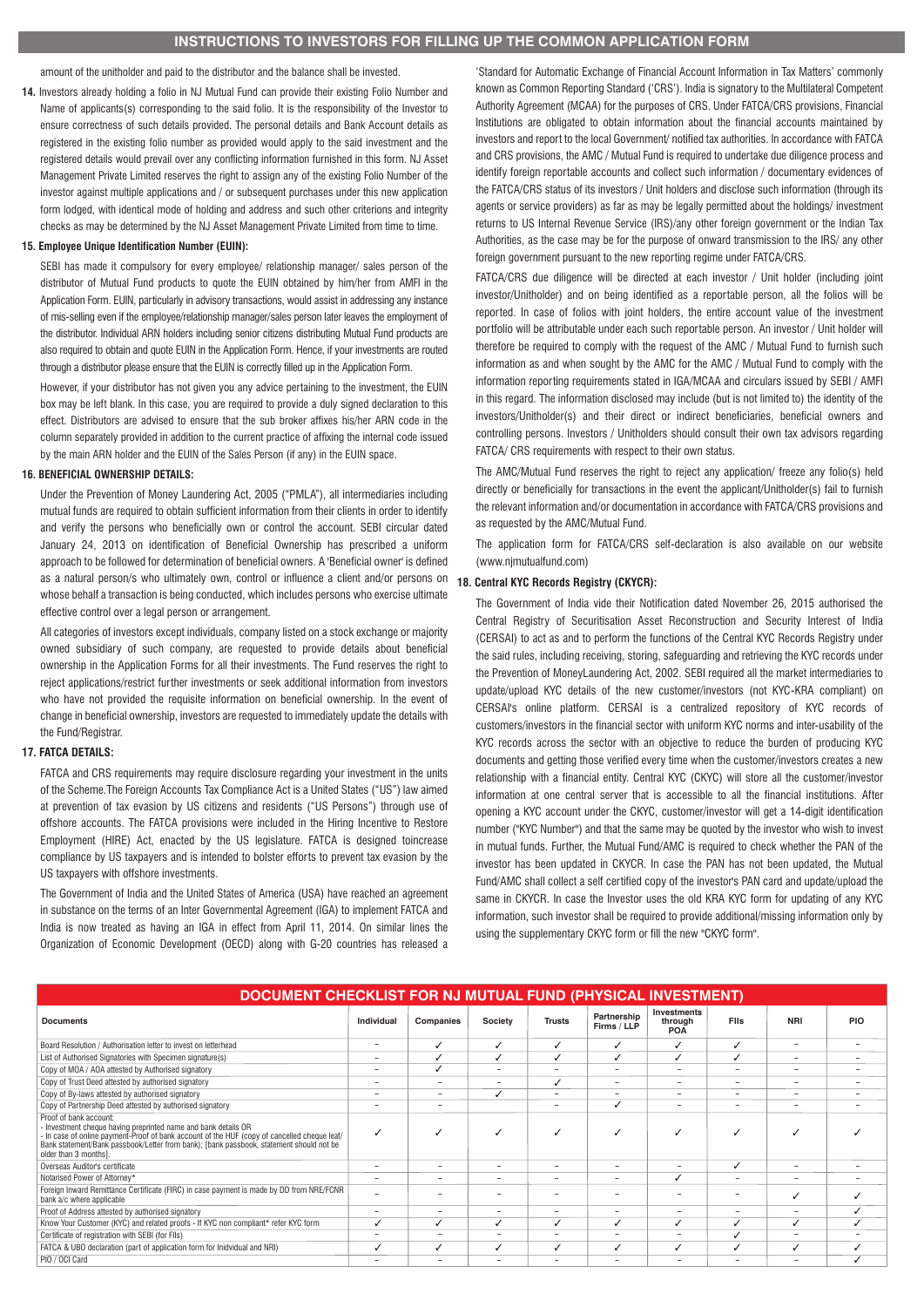## INSTRUCTIONS TO INVESTORS FOR FILLING UP THE COMMON APPLICATION FORM

amount of the unitholder and paid to the distributor and the balance shall be invested.

**14.** Investors already holding a folio in NJ Mutual Fund can provide their existing Folio Number and Name of applicants(s) corresponding to the said folio. It is the responsibility of the Investor to ensure correctness of such details provided. The personal details and Bank Account details as registered in the existing folio number as provided would apply to the said investment and the registered details would prevail over any conflicting information furnished in this form. NJ Asset Management Private Limited reserves the right to assign any of the existing Folio Number of the investor against multiple applications and / or subsequent purchases under this new application form lodged, with identical mode of holding and address and such other criterions and integrity checks as may be determined by the NJ Asset Management Private Limited from time to time.

**15. Employee Unique Identification Number (EUIN):**

SEBI has made it compulsory for every employee/ relationship manager/ sales person of the distributor of Mutual Fund products to quote the EUIN obtained by him/her from AMFI in the Application Form. EUIN, particularly in advisory transactions, would assist in addressing any instance of mis-selling even if the employee/relationship manager/sales person later leaves the employment of the distributor. Individual ARN holders including senior citizens distributing Mutual Fund products are also required to obtain and quote EUIN in the Application Form. Hence, if your investments are routed through a distributor please ensure that the EUIN is correctly filled up in the Application Form.

However, if your distributor has not given you any advice pertaining to the investment, the EUIN box may be left blank. In this case, you are required to provide a duly signed declaration to this effect. Distributors are advised to ensure that the sub broker affixes his/her ARN code in the column separately provided in addition to the current practice of affixing the internal code issued by the main ARN holder and the EUIN of the Sales Person (if any) in the EUIN space.

**16. BENEFICIAL OWNERSHIP DETAILS:**

Under the Prevention of Money Laundering Act, 2005 ("PMLA"), all intermediaries including mutual funds are required to obtain sufficient information from their clients in order to identify and verify the persons who beneficially own or control the account. SEBI circular dated January 24, 2013 on identification of Beneficial Ownership has prescribed a uniform approach to be followed for determination of beneficial owners. A 'Beneficial owner' is defined as a natural person/s who ultimately own, control or influence a client and/or persons on whose behalf a transaction is being conducted, which includes persons who exercise ultimate effective control over a legal person or arrangement.

All categories of investors except individuals, company listed on a stock exchange or majority owned subsidiary of such company, are requested to provide details about beneficial ownership in the Application Forms for all their investments. The Fund reserves the right to reject applications/restrict further investments or seek additional information from investors who have not provided the requisite information on beneficial ownership. In the event of change in beneficial ownership, investors are requested to immediately update the details with the Fund/Registrar.

**17. FATCA DETAILS:**

FATCA and CRS requirements may require disclosure regarding your investment in the units of the Scheme.The Foreign Accounts Tax Compliance Act is a United States ("US") law aimed at prevention of tax evasion by US citizens and residents ("US Persons") through use of offshore accounts. The FATCA provisions were included in the Hiring Incentive to Restore Employment (HIRE) Act, enacted by the US legislature. FATCA is designed toincrease compliance by US taxpayers and is intended to bolster efforts to prevent tax evasion by the US taxpayers with offshore investments.

The Government of India and the United States of America (USA) have reached an agreement in substance on the terms of an Inter Governmental Agreement (IGA) to implement FATCA and India is now treated as having an IGA in effect from April 11, 2014. On similar lines the Organization of Economic Development (OECD) along with G-20 countries has released a 'Standard for Automatic Exchange of Financial Account Information in Tax Matters' commonly known as Common Reporting Standard ('CRS'). India is signatory to the Multilateral Competent Authority Agreement (MCAA) for the purposes of CRS. Under FATCA/CRS provisions, Financial Institutions are obligated to obtain information about the financial accounts maintained by investors and report to the local Government/ notified tax authorities. In accordance with FATCA and CRS provisions, the AMC / Mutual Fund is required to undertake due diligence process and identify foreign reportable accounts and collect such information / documentary evidences of the FATCA/CRS status of its investors / Unit holders and disclose such information (through its agents or service providers) as far as may be legally permitted about the holdings/ investment returns to US Internal Revenue Service (IRS)/any other foreign government or the Indian Tax Authorities, as the case may be for the purpose of onward transmission to the IRS/ any other foreign government pursuant to the new reporting regime under FATCA/CRS.

FATCA/CRS due diligence will be directed at each investor / Unit holder (including joint investor/Unitholder) and on being identified as a reportable person, all the folios will be reported. In case of folios with joint holders, the entire account value of the investment portfolio will be attributable under each such reportable person. An investor / Unit holder will therefore be required to comply with the request of the AMC / Mutual Fund to furnish such information as and when sought by the AMC for the AMC / Mutual Fund to comply with the information reporting requirements stated in IGA/MCAA and circulars issued by SEBI / AMFI in this regard. The information disclosed may include (but is not limited to) the identity of the investors/Unitholder(s) and their direct or indirect beneficiaries, beneficial owners and controlling persons. Investors / Unitholders should consult their own tax advisors regarding FATCA/ CRS requirements with respect to their own status.

The AMC/Mutual Fund reserves the right to reject any application/ freeze any folio(s) held directly or beneficially for transactions in the event the applicant/Unitholder(s) fail to furnish the relevant information and/or documentation in accordance with FATCA/CRS provisions and as requested by the AMC/Mutual Fund.

The application form for FATCA/CRS self-declaration is also available on our website (www.njmutualfund.com)

**18. Central KYC Records Registry (CKYCR):**

The Government of India vide their Notification dated November 26, 2015 authorised the Central Registry of Securitisation Asset Reconstruction and Security Interest of India (CERSAI) to act as and to perform the functions of the Central KYC Records Registry under the said rules, including receiving, storing, safeguarding and retrieving the KYC records under the Prevention of MoneyLaundering Act, 2002. SEBI required all the market intermediaries to update/upload KYC details of the new customer/investors (not KYC-KRA compliant) on CERSAI's online platform. CERSAI is a centralized repository of KYC records of customers/investors in the financial sector with uniform KYC norms and inter-usability of the KYC records across the sector with an objective to reduce the burden of producing KYC documents and getting those verified every time when the customer/investors creates a new relationship with a financial entity. Central KYC (CKYC) will store all the customer/investor information at one central server that is accessible to all the financial institutions. After opening a KYC account under the CKYC, customer/investor will get a 14-digit identification number ("KYC Number") and that the same may be quoted by the investor who wish to invest in mutual funds. Further, the Mutual Fund/AMC is required to check whether the PAN of the investor has been updated in CKYCR. In case the PAN has not been updated, the Mutual Fund/AMC shall collect a self certified copy of the investor's PAN card and update/upload the same in CKYCR. In case the Investor uses the old KRA KYC form for updating of any KYC information, such investor shall be required to provide additional/missing information only by using the supplementary CKYC form or fill the new "CKYC form".

## DOCUMENT CHECKLIST FOR NJ MUTUAL FUND (PHYSICAL INVESTMENT)

| Documents | Individual | Companies | Society | Trusts | Partnership Firms / LLP | Investments through POA | FIIs | NRI | PIO |
|---|---|---|---|---|---|---|---|---|---|
| Board Resolution / Authorisation letter to invest on letterhead | – | ✓ | ✓ | ✓ | ✓ | ✓ | ✓ | – | – |
| List of Authorised Signatories with Specimen signature(s) | – | ✓ | ✓ | ✓ | ✓ | ✓ | ✓ | – | – |
| Copy of MOA / AOA attested by Authorised signatory | – | ✓ | – | – | – | – | – | – | – |
| Copy of Trust Deed attested by authorised signatory | – | – | – | ✓ | – | – | – | – | – |
| Copy of By-laws attested by authorised signatory | – | – | ✓ | – | – | – | – | – | – |
| Copy of Partnership Deed attested by authorised signatory | – | – | | – | ✓ | – | – | – | – |
| Proof of bank account: - Investment cheque having preprinted name and bank details OR - In case of online payment-Proof of bank account of the HUF (copy of cancelled cheque leaf/ Bank statement/Bank passbook/Letter from bank); [bank passbook, statement should not be older than 3 months]. | ✓ | ✓ | ✓ | ✓ | ✓ | ✓ | ✓ | ✓ | ✓ |
| Overseas Auditor's certificate | – | – | – | – | – | – | ✓ | – | – |
| Notarised Power of Attorney* | – | – | – | – | – | ✓ | – | – | – |
| Foreign Inward Remittance Certificate (FIRC) in case payment is made by DD from NRE/FCNR bank a/c where applicable | – | – | – | – | – | – | – | ✓ | ✓ |
| Proof of Address attested by authorised signatory | – | – | – | – | – | – | – | – | ✓ |
| Know Your Customer (KYC) and related proofs - If KYC non compliant* refer KYC form | ✓ | ✓ | ✓ | ✓ | ✓ | ✓ | ✓ | ✓ | ✓ |
| Certificate of registration with SEBI (for FIIs) | – | – | – | – | – | – | ✓ | – | – |
| FATCA & UBO declaration (part of application form for Inidvidual and NRI) | ✓ | ✓ | ✓ | ✓ | ✓ | ✓ | ✓ | ✓ | ✓ |
| PIO / OCI Card | – | – | – | – | – | – | – | – | ✓ |